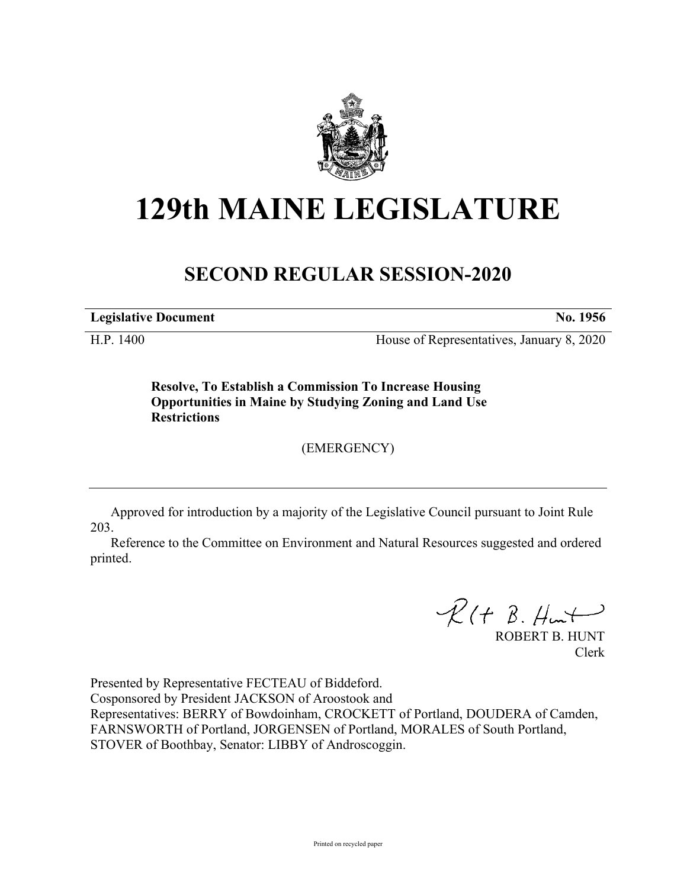# 129th MAINE LEGISLATURE

## SECOND REGULAR SESSION-2020

**Legislative Document** **No. 1956**

H.P. 1400 House of Representatives, January 8, 2020

**Resolve, To Establish a Commission To Increase Housing Opportunities in Maine by Studying Zoning and Land Use Restrictions**

(EMERGENCY)

Approved for introduction by a majority of the Legislative Council pursuant to Joint Rule 203.

Reference to the Committee on Environment and Natural Resources suggested and ordered printed.

ROBERT B. HUNT
Clerk

Presented by Representative FECTEAU of Biddeford.
Cosponsored by President JACKSON of Aroostook and
Representatives: BERRY of Bowdoinham, CROCKETT of Portland, DOUDERA of Camden, FARNSWORTH of Portland, JORGENSEN of Portland, MORALES of South Portland, STOVER of Boothbay, Senator: LIBBY of Androscoggin.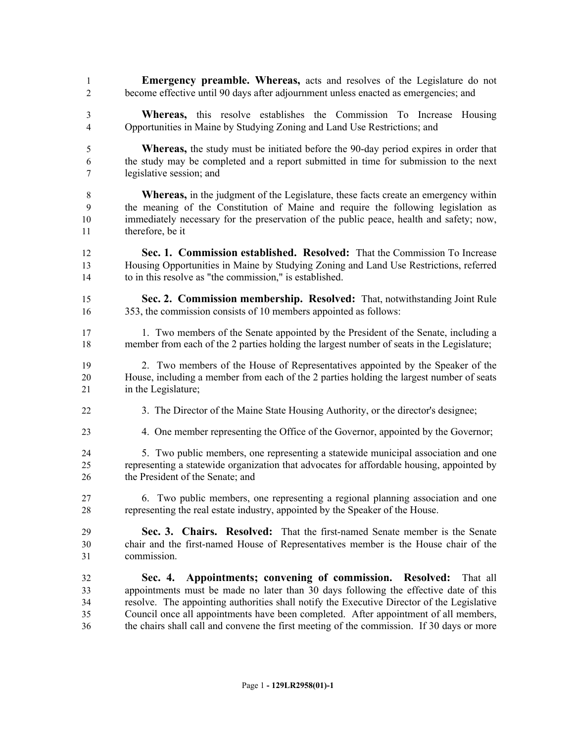**Emergency preamble. Whereas,** acts and resolves of the Legislature do not become effective until 90 days after adjournment unless enacted as emergencies; and

**Whereas,** this resolve establishes the Commission To Increase Housing Opportunities in Maine by Studying Zoning and Land Use Restrictions; and

**Whereas,** the study must be initiated before the 90-day period expires in order that the study may be completed and a report submitted in time for submission to the next legislative session; and

**Whereas,** in the judgment of the Legislature, these facts create an emergency within the meaning of the Constitution of Maine and require the following legislation as immediately necessary for the preservation of the public peace, health and safety; now, therefore, be it

**Sec. 1. Commission established. Resolved:** That the Commission To Increase Housing Opportunities in Maine by Studying Zoning and Land Use Restrictions, referred to in this resolve as "the commission," is established.

**Sec. 2. Commission membership. Resolved:** That, notwithstanding Joint Rule 353, the commission consists of 10 members appointed as follows:

1. Two members of the Senate appointed by the President of the Senate, including a member from each of the 2 parties holding the largest number of seats in the Legislature;

2. Two members of the House of Representatives appointed by the Speaker of the House, including a member from each of the 2 parties holding the largest number of seats in the Legislature;

3. The Director of the Maine State Housing Authority, or the director's designee;

4. One member representing the Office of the Governor, appointed by the Governor;

5. Two public members, one representing a statewide municipal association and one representing a statewide organization that advocates for affordable housing, appointed by the President of the Senate; and

6. Two public members, one representing a regional planning association and one representing the real estate industry, appointed by the Speaker of the House.

**Sec. 3. Chairs. Resolved:** That the first-named Senate member is the Senate chair and the first-named House of Representatives member is the House chair of the commission.

**Sec. 4. Appointments; convening of commission. Resolved:** That all appointments must be made no later than 30 days following the effective date of this resolve. The appointing authorities shall notify the Executive Director of the Legislative Council once all appointments have been completed. After appointment of all members, the chairs shall call and convene the first meeting of the commission. If 30 days or more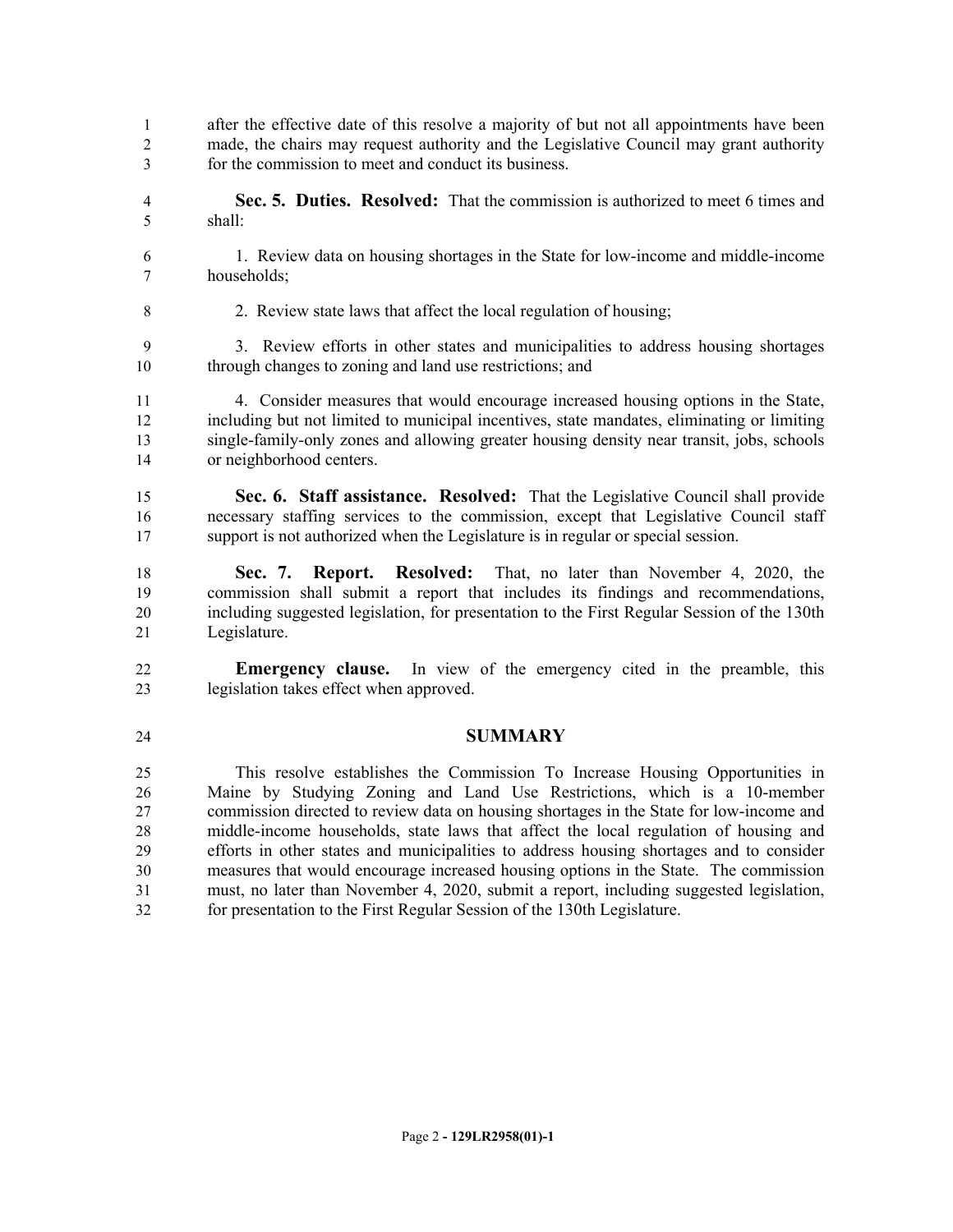after the effective date of this resolve a majority of but not all appointments have been made, the chairs may request authority and the Legislative Council may grant authority for the commission to meet and conduct its business.

**Sec. 5. Duties. Resolved:** That the commission is authorized to meet 6 times and shall:

1. Review data on housing shortages in the State for low-income and middle-income households;

2. Review state laws that affect the local regulation of housing;

3. Review efforts in other states and municipalities to address housing shortages through changes to zoning and land use restrictions; and

4. Consider measures that would encourage increased housing options in the State, including but not limited to municipal incentives, state mandates, eliminating or limiting single-family-only zones and allowing greater housing density near transit, jobs, schools or neighborhood centers.

**Sec. 6. Staff assistance. Resolved:** That the Legislative Council shall provide necessary staffing services to the commission, except that Legislative Council staff support is not authorized when the Legislature is in regular or special session.

**Sec. 7. Report. Resolved:** That, no later than November 4, 2020, the commission shall submit a report that includes its findings and recommendations, including suggested legislation, for presentation to the First Regular Session of the 130th Legislature.

**Emergency clause.** In view of the emergency cited in the preamble, this legislation takes effect when approved.

## SUMMARY

This resolve establishes the Commission To Increase Housing Opportunities in Maine by Studying Zoning and Land Use Restrictions, which is a 10-member commission directed to review data on housing shortages in the State for low-income and middle-income households, state laws that affect the local regulation of housing and efforts in other states and municipalities to address housing shortages and to consider measures that would encourage increased housing options in the State. The commission must, no later than November 4, 2020, submit a report, including suggested legislation, for presentation to the First Regular Session of the 130th Legislature.